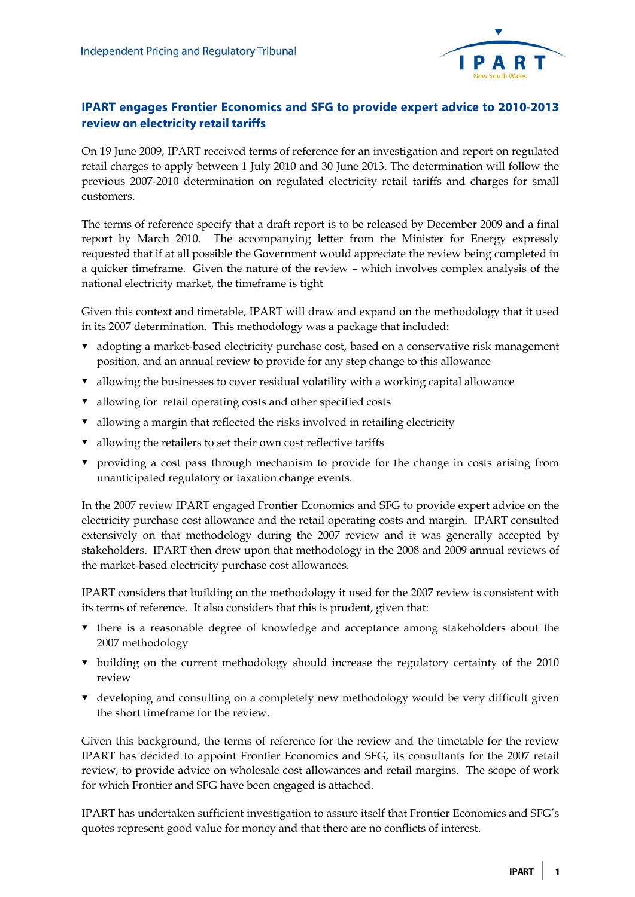## IPART engages Frontier Economics and SFG to provide expert advice to 2010-2013 review on electricity retail tariffs

On 19 June 2009, IPART received terms of reference for an investigation and report on regulated retail charges to apply between 1 July 2010 and 30 June 2013. The determination will follow the previous 2007-2010 determination on regulated electricity retail tariffs and charges for small customers.

The terms of reference specify that a draft report is to be released by December 2009 and a final report by March 2010. The accompanying letter from the Minister for Energy expressly requested that if at all possible the Government would appreciate the review being completed in a quicker timeframe. Given the nature of the review – which involves complex analysis of the national electricity market, the timeframe is tight

Given this context and timetable, IPART will draw and expand on the methodology that it used in its 2007 determination. This methodology was a package that included:

- adopting a market-based electricity purchase cost, based on a conservative risk management position, and an annual review to provide for any step change to this allowance
- allowing the businesses to cover residual volatility with a working capital allowance
- allowing for retail operating costs and other specified costs
- allowing a margin that reflected the risks involved in retailing electricity
- allowing the retailers to set their own cost reflective tariffs
- providing a cost pass through mechanism to provide for the change in costs arising from unanticipated regulatory or taxation change events.

In the 2007 review IPART engaged Frontier Economics and SFG to provide expert advice on the electricity purchase cost allowance and the retail operating costs and margin. IPART consulted extensively on that methodology during the 2007 review and it was generally accepted by stakeholders. IPART then drew upon that methodology in the 2008 and 2009 annual reviews of the market-based electricity purchase cost allowances.

IPART considers that building on the methodology it used for the 2007 review is consistent with its terms of reference. It also considers that this is prudent, given that:

- there is a reasonable degree of knowledge and acceptance among stakeholders about the 2007 methodology
- building on the current methodology should increase the regulatory certainty of the 2010 review
- developing and consulting on a completely new methodology would be very difficult given the short timeframe for the review.

Given this background, the terms of reference for the review and the timetable for the review IPART has decided to appoint Frontier Economics and SFG, its consultants for the 2007 retail review, to provide advice on wholesale cost allowances and retail margins. The scope of work for which Frontier and SFG have been engaged is attached.

IPART has undertaken sufficient investigation to assure itself that Frontier Economics and SFG's quotes represent good value for money and that there are no conflicts of interest.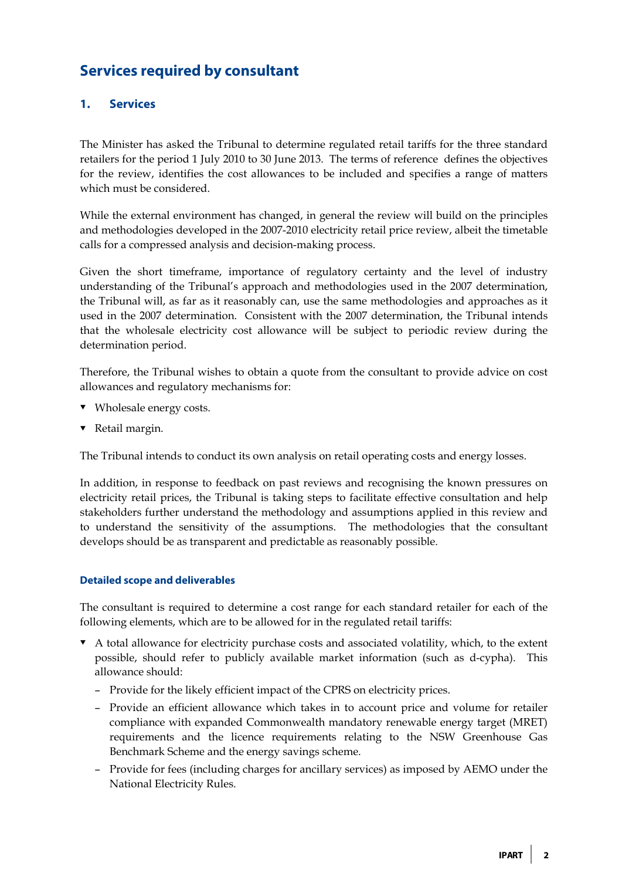# Services required by consultant

## 1. Services

The Minister has asked the Tribunal to determine regulated retail tariffs for the three standard retailers for the period 1 July 2010 to 30 June 2013. The terms of reference defines the objectives for the review, identifies the cost allowances to be included and specifies a range of matters which must be considered.

While the external environment has changed, in general the review will build on the principles and methodologies developed in the 2007-2010 electricity retail price review, albeit the timetable calls for a compressed analysis and decision-making process.

Given the short timeframe, importance of regulatory certainty and the level of industry understanding of the Tribunal's approach and methodologies used in the 2007 determination, the Tribunal will, as far as it reasonably can, use the same methodologies and approaches as it used in the 2007 determination. Consistent with the 2007 determination, the Tribunal intends that the wholesale electricity cost allowance will be subject to periodic review during the determination period.

Therefore, the Tribunal wishes to obtain a quote from the consultant to provide advice on cost allowances and regulatory mechanisms for:

- Wholesale energy costs.
- Retail margin.

The Tribunal intends to conduct its own analysis on retail operating costs and energy losses.

In addition, in response to feedback on past reviews and recognising the known pressures on electricity retail prices, the Tribunal is taking steps to facilitate effective consultation and help stakeholders further understand the methodology and assumptions applied in this review and to understand the sensitivity of the assumptions. The methodologies that the consultant develops should be as transparent and predictable as reasonably possible.

### Detailed scope and deliverables

The consultant is required to determine a cost range for each standard retailer for each of the following elements, which are to be allowed for in the regulated retail tariffs:

- A total allowance for electricity purchase costs and associated volatility, which, to the extent possible, should refer to publicly available market information (such as d-cypha). This allowance should:
  - Provide for the likely efficient impact of the CPRS on electricity prices.
  - Provide an efficient allowance which takes in to account price and volume for retailer compliance with expanded Commonwealth mandatory renewable energy target (MRET) requirements and the licence requirements relating to the NSW Greenhouse Gas Benchmark Scheme and the energy savings scheme.
  - Provide for fees (including charges for ancillary services) as imposed by AEMO under the National Electricity Rules.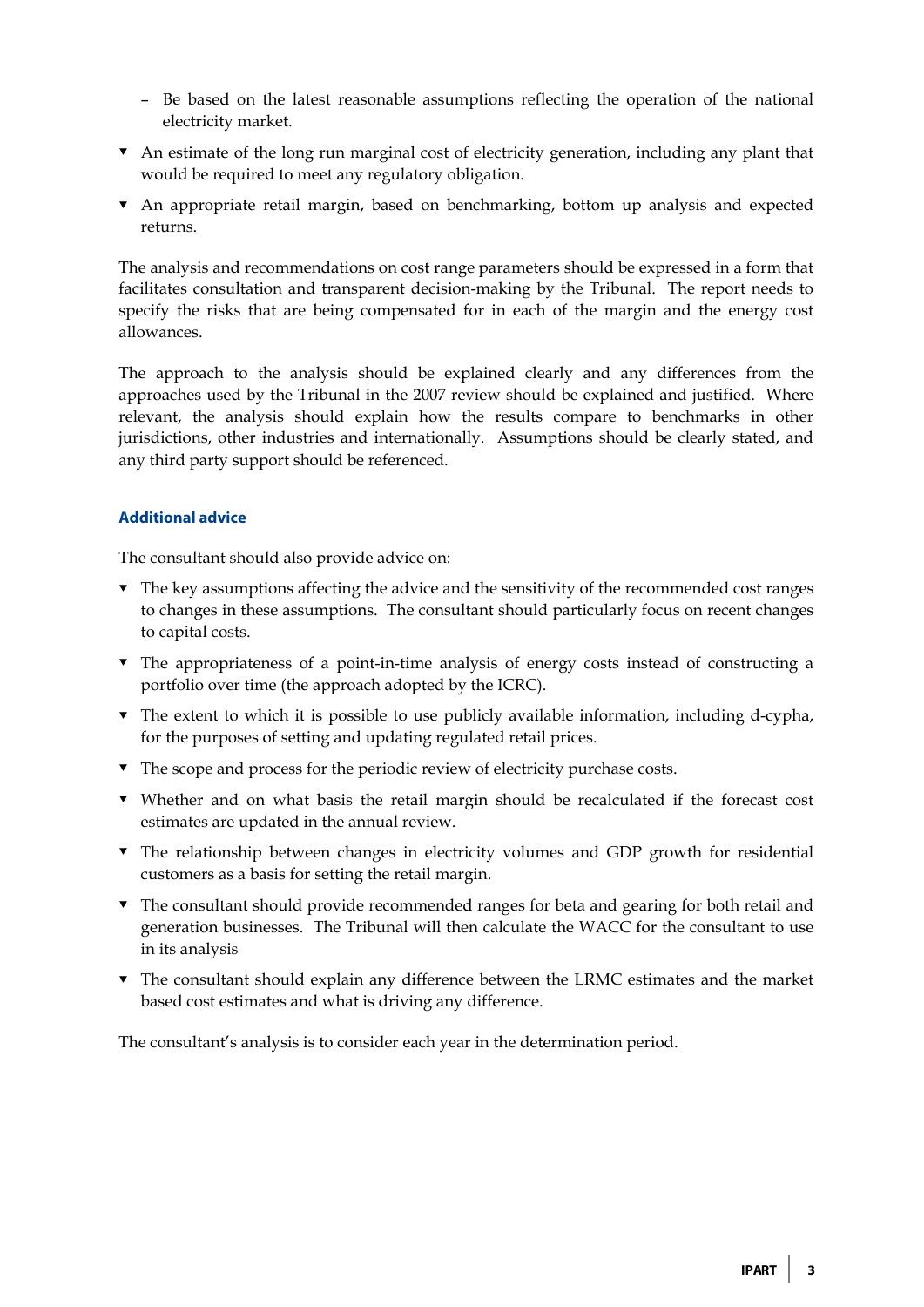- Be based on the latest reasonable assumptions reflecting the operation of the national electricity market.
- An estimate of the long run marginal cost of electricity generation, including any plant that would be required to meet any regulatory obligation.
- An appropriate retail margin, based on benchmarking, bottom up analysis and expected returns.

The analysis and recommendations on cost range parameters should be expressed in a form that facilitates consultation and transparent decision-making by the Tribunal. The report needs to specify the risks that are being compensated for in each of the margin and the energy cost allowances.

The approach to the analysis should be explained clearly and any differences from the approaches used by the Tribunal in the 2007 review should be explained and justified. Where relevant, the analysis should explain how the results compare to benchmarks in other jurisdictions, other industries and internationally. Assumptions should be clearly stated, and any third party support should be referenced.

### Additional advice

The consultant should also provide advice on:

- The key assumptions affecting the advice and the sensitivity of the recommended cost ranges to changes in these assumptions. The consultant should particularly focus on recent changes to capital costs.
- The appropriateness of a point-in-time analysis of energy costs instead of constructing a portfolio over time (the approach adopted by the ICRC).
- The extent to which it is possible to use publicly available information, including d-cypha, for the purposes of setting and updating regulated retail prices.
- The scope and process for the periodic review of electricity purchase costs.
- Whether and on what basis the retail margin should be recalculated if the forecast cost estimates are updated in the annual review.
- The relationship between changes in electricity volumes and GDP growth for residential customers as a basis for setting the retail margin.
- The consultant should provide recommended ranges for beta and gearing for both retail and generation businesses. The Tribunal will then calculate the WACC for the consultant to use in its analysis
- The consultant should explain any difference between the LRMC estimates and the market based cost estimates and what is driving any difference.

The consultant's analysis is to consider each year in the determination period.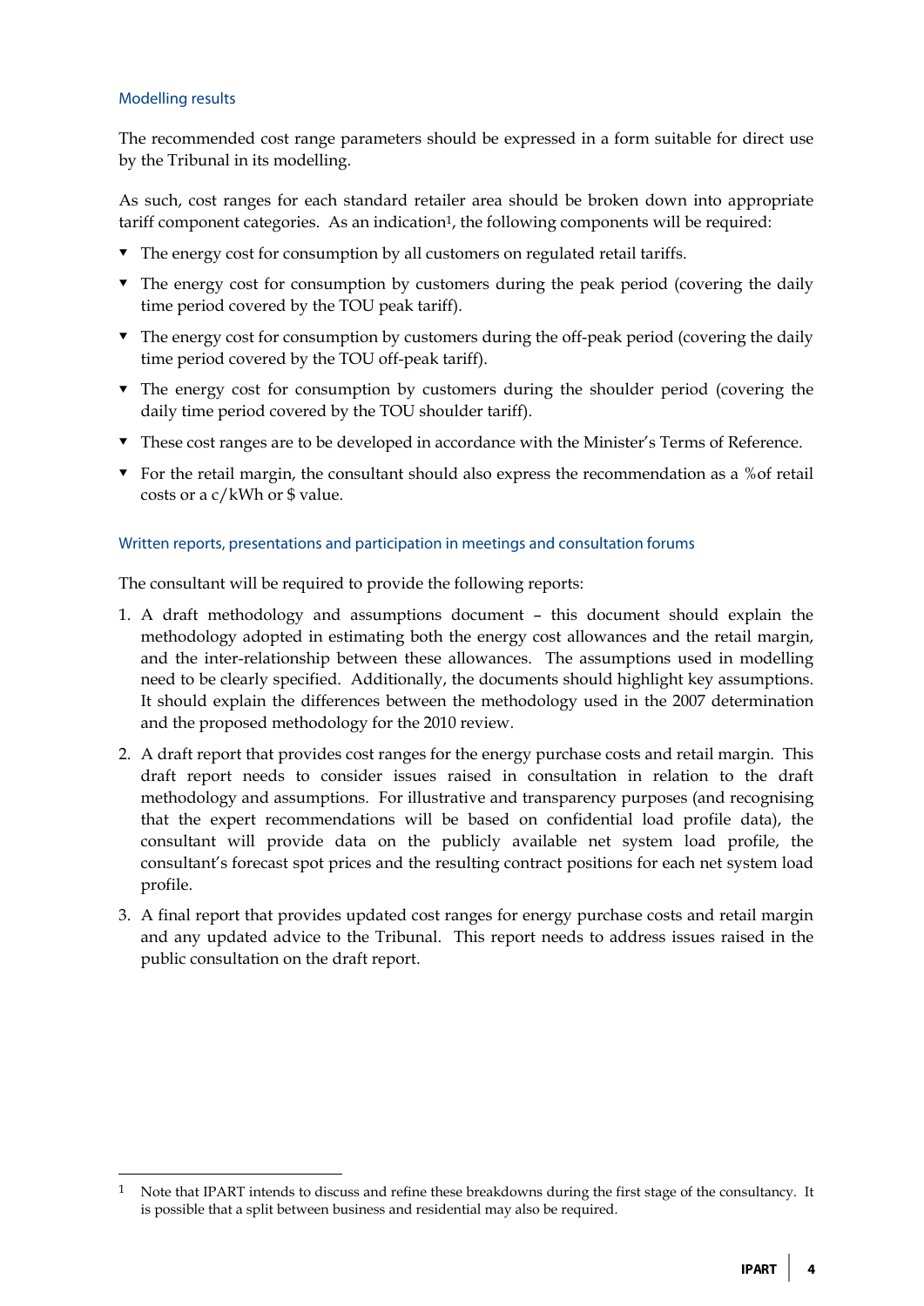### Modelling results

The recommended cost range parameters should be expressed in a form suitable for direct use by the Tribunal in its modelling.

As such, cost ranges for each standard retailer area should be broken down into appropriate tariff component categories. As an indication[1], the following components will be required:

- The energy cost for consumption by all customers on regulated retail tariffs.
- The energy cost for consumption by customers during the peak period (covering the daily time period covered by the TOU peak tariff).
- The energy cost for consumption by customers during the off-peak period (covering the daily time period covered by the TOU off-peak tariff).
- The energy cost for consumption by customers during the shoulder period (covering the daily time period covered by the TOU shoulder tariff).
- These cost ranges are to be developed in accordance with the Minister's Terms of Reference.
- For the retail margin, the consultant should also express the recommendation as a %of retail costs or a c/kWh or $ value.

### Written reports, presentations and participation in meetings and consultation forums

The consultant will be required to provide the following reports:

1. A draft methodology and assumptions document – this document should explain the methodology adopted in estimating both the energy cost allowances and the retail margin, and the inter-relationship between these allowances. The assumptions used in modelling need to be clearly specified. Additionally, the documents should highlight key assumptions. It should explain the differences between the methodology used in the 2007 determination and the proposed methodology for the 2010 review.
2. A draft report that provides cost ranges for the energy purchase costs and retail margin. This draft report needs to consider issues raised in consultation in relation to the draft methodology and assumptions. For illustrative and transparency purposes (and recognising that the expert recommendations will be based on confidential load profile data), the consultant will provide data on the publicly available net system load profile, the consultant's forecast spot prices and the resulting contract positions for each net system load profile.
3. A final report that provides updated cost ranges for energy purchase costs and retail margin and any updated advice to the Tribunal. This report needs to address issues raised in the public consultation on the draft report.

---

[1] Note that IPART intends to discuss and refine these breakdowns during the first stage of the consultancy. It is possible that a split between business and residential may also be required.